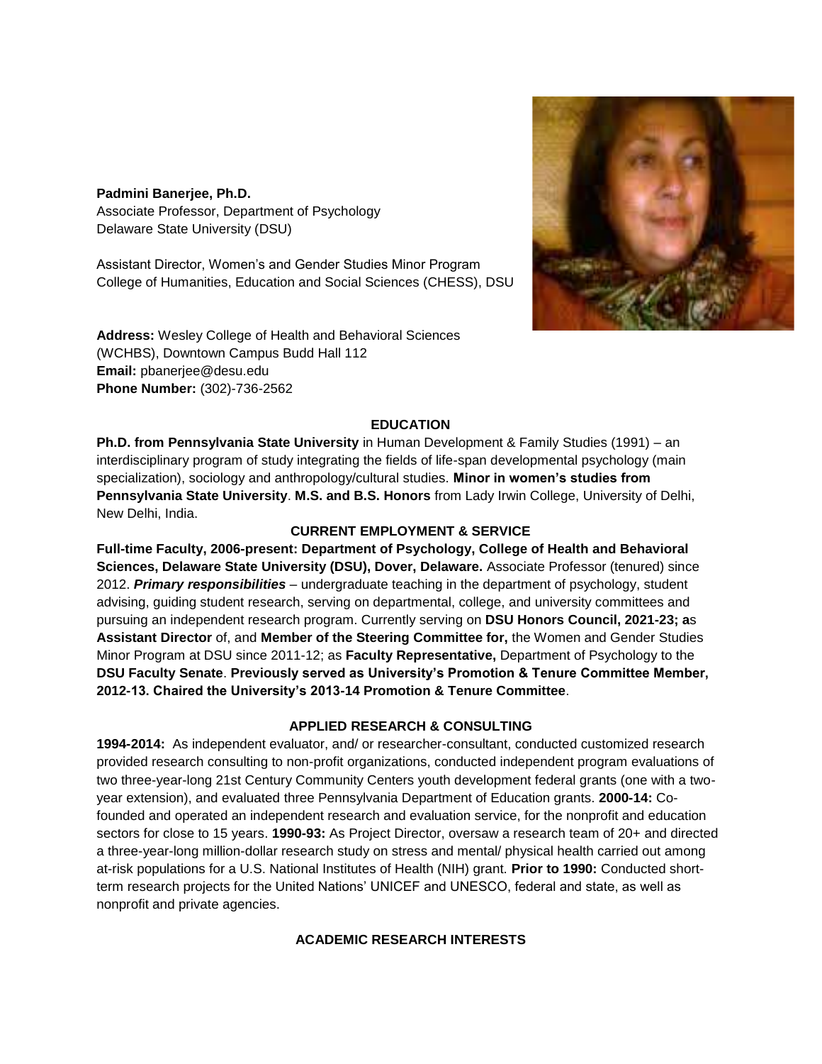**Padmini Banerjee, Ph.D.**
Associate Professor, Department of Psychology
Delaware State University (DSU)

Assistant Director, Women's and Gender Studies Minor Program
College of Humanities, Education and Social Sciences (CHESS), DSU

**Address:** Wesley College of Health and Behavioral Sciences (WCHBS), Downtown Campus Budd Hall 112
**Email:** pbanerjee@desu.edu
**Phone Number:** (302)-736-2562

## EDUCATION

**Ph.D. from Pennsylvania State University** in Human Development & Family Studies (1991) – an interdisciplinary program of study integrating the fields of life-span developmental psychology (main specialization), sociology and anthropology/cultural studies. **Minor in women's studies from Pennsylvania State University**. **M.S. and B.S. Honors** from Lady Irwin College, University of Delhi, New Delhi, India.

## CURRENT EMPLOYMENT & SERVICE

**Full-time Faculty, 2006-present: Department of Psychology, College of Health and Behavioral Sciences, Delaware State University (DSU), Dover, Delaware.** Associate Professor (tenured) since 2012. ***Primary responsibilities*** – undergraduate teaching in the department of psychology, student advising, guiding student research, serving on departmental, college, and university committees and pursuing an independent research program. Currently serving on **DSU Honors Council, 2021-23; a**s **Assistant Director** of, and **Member of the Steering Committee for,** the Women and Gender Studies Minor Program at DSU since 2011-12; as **Faculty Representative,** Department of Psychology to the **DSU Faculty Senate**. **Previously served as University's Promotion & Tenure Committee Member, 2012-13. Chaired the University's 2013-14 Promotion & Tenure Committee**.

## APPLIED RESEARCH & CONSULTING

**1994-2014:** As independent evaluator, and/ or researcher-consultant, conducted customized research provided research consulting to non-profit organizations, conducted independent program evaluations of two three-year-long 21st Century Community Centers youth development federal grants (one with a two-year extension), and evaluated three Pennsylvania Department of Education grants. **2000-14:** Co-founded and operated an independent research and evaluation service, for the nonprofit and education sectors for close to 15 years. **1990-93:** As Project Director, oversaw a research team of 20+ and directed a three-year-long million-dollar research study on stress and mental/ physical health carried out among at-risk populations for a U.S. National Institutes of Health (NIH) grant. **Prior to 1990:** Conducted short-term research projects for the United Nations' UNICEF and UNESCO, federal and state, as well as nonprofit and private agencies.

## ACADEMIC RESEARCH INTERESTS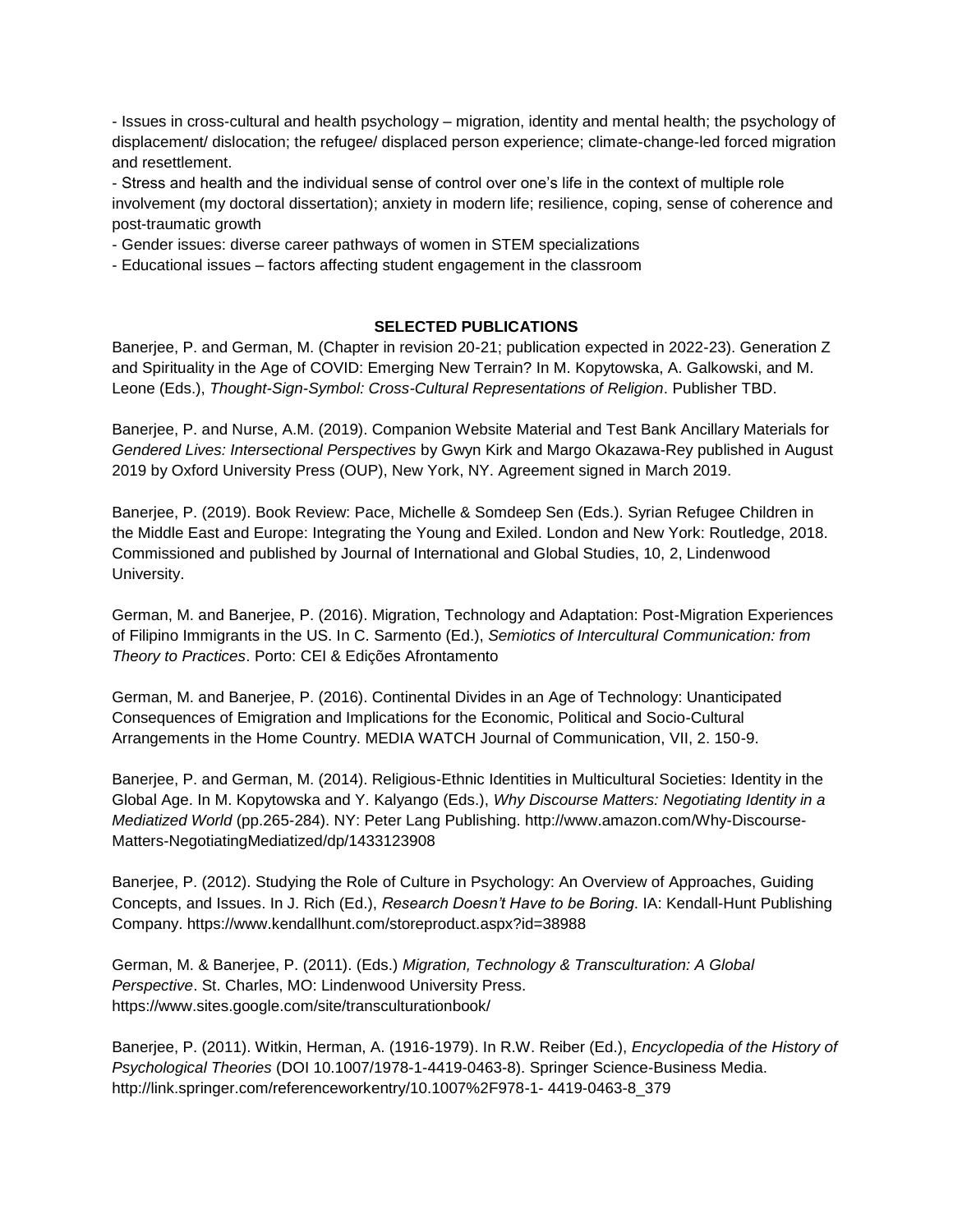- Issues in cross-cultural and health psychology – migration, identity and mental health; the psychology of displacement/ dislocation; the refugee/ displaced person experience; climate-change-led forced migration and resettlement.
- Stress and health and the individual sense of control over one's life in the context of multiple role involvement (my doctoral dissertation); anxiety in modern life; resilience, coping, sense of coherence and post-traumatic growth
- Gender issues: diverse career pathways of women in STEM specializations
- Educational issues – factors affecting student engagement in the classroom

## SELECTED PUBLICATIONS

Banerjee, P. and German, M. (Chapter in revision 20-21; publication expected in 2022-23). Generation Z and Spirituality in the Age of COVID: Emerging New Terrain? In M. Kopytowska, A. Galkowski, and M. Leone (Eds.), *Thought-Sign-Symbol: Cross-Cultural Representations of Religion*. Publisher TBD.

Banerjee, P. and Nurse, A.M. (2019). Companion Website Material and Test Bank Ancillary Materials for *Gendered Lives: Intersectional Perspectives* by Gwyn Kirk and Margo Okazawa-Rey published in August 2019 by Oxford University Press (OUP), New York, NY. Agreement signed in March 2019.

Banerjee, P. (2019). Book Review: Pace, Michelle & Somdeep Sen (Eds.). Syrian Refugee Children in the Middle East and Europe: Integrating the Young and Exiled. London and New York: Routledge, 2018. Commissioned and published by Journal of International and Global Studies, 10, 2, Lindenwood University.

German, M. and Banerjee, P. (2016). Migration, Technology and Adaptation: Post-Migration Experiences of Filipino Immigrants in the US. In C. Sarmento (Ed.), *Semiotics of Intercultural Communication: from Theory to Practices*. Porto: CEI & Edições Afrontamento

German, M. and Banerjee, P. (2016). Continental Divides in an Age of Technology: Unanticipated Consequences of Emigration and Implications for the Economic, Political and Socio-Cultural Arrangements in the Home Country. MEDIA WATCH Journal of Communication, VII, 2. 150-9.

Banerjee, P. and German, M. (2014). Religious-Ethnic Identities in Multicultural Societies: Identity in the Global Age. In M. Kopytowska and Y. Kalyango (Eds.), *Why Discourse Matters: Negotiating Identity in a Mediatized World* (pp.265-284). NY: Peter Lang Publishing. http://www.amazon.com/Why-Discourse-Matters-NegotiatingMediatized/dp/1433123908

Banerjee, P. (2012). Studying the Role of Culture in Psychology: An Overview of Approaches, Guiding Concepts, and Issues. In J. Rich (Ed.), *Research Doesn't Have to be Boring*. IA: Kendall-Hunt Publishing Company. https://www.kendallhunt.com/storeproduct.aspx?id=38988

German, M. & Banerjee, P. (2011). (Eds.) *Migration, Technology & Transculturation: A Global Perspective*. St. Charles, MO: Lindenwood University Press. https://www.sites.google.com/site/transculturationbook/

Banerjee, P. (2011). Witkin, Herman, A. (1916-1979). In R.W. Reiber (Ed.), *Encyclopedia of the History of Psychological Theories* (DOI 10.1007/1978-1-4419-0463-8). Springer Science-Business Media. http://link.springer.com/referenceworkentry/10.1007%2F978-1- 4419-0463-8_379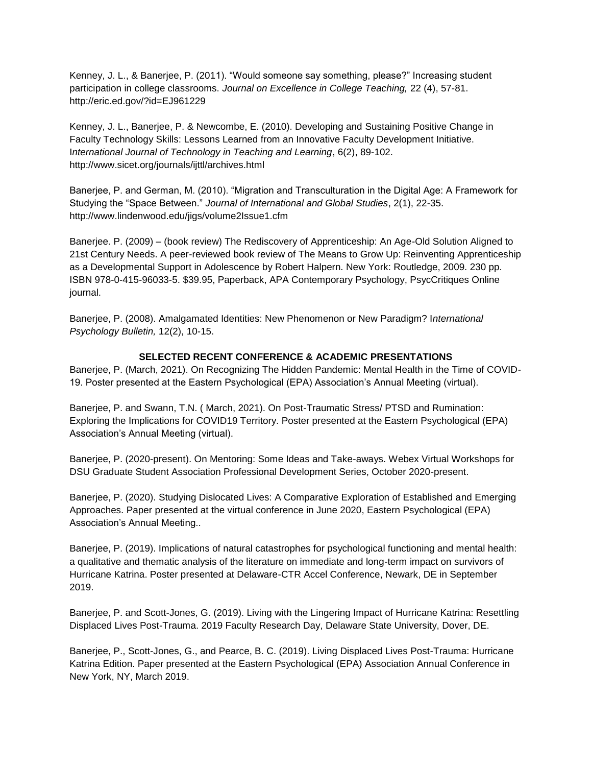Kenney, J. L., & Banerjee, P. (2011). "Would someone say something, please?" Increasing student participation in college classrooms. *Journal on Excellence in College Teaching,* 22 (4), 57-81. http://eric.ed.gov/?id=EJ961229

Kenney, J. L., Banerjee, P. & Newcombe, E. (2010). Developing and Sustaining Positive Change in Faculty Technology Skills: Lessons Learned from an Innovative Faculty Development Initiative. I*nternational Journal of Technology in Teaching and Learning*, 6(2), 89-102. http://www.sicet.org/journals/ijttl/archives.html

Banerjee, P. and German, M. (2010). "Migration and Transculturation in the Digital Age: A Framework for Studying the "Space Between." *Journal of International and Global Studies*, 2(1), 22-35. http://www.lindenwood.edu/jigs/volume2Issue1.cfm

Banerjee. P. (2009) – (book review) The Rediscovery of Apprenticeship: An Age-Old Solution Aligned to 21st Century Needs. A peer-reviewed book review of The Means to Grow Up: Reinventing Apprenticeship as a Developmental Support in Adolescence by Robert Halpern. New York: Routledge, 2009. 230 pp. ISBN 978-0-415-96033-5. $39.95, Paperback, APA Contemporary Psychology, PsycCritiques Online journal.

Banerjee, P. (2008). Amalgamated Identities: New Phenomenon or New Paradigm? I*nternational Psychology Bulletin,* 12(2), 10-15.

## SELECTED RECENT CONFERENCE & ACADEMIC PRESENTATIONS

Banerjee, P. (March, 2021). On Recognizing The Hidden Pandemic: Mental Health in the Time of COVID-19. Poster presented at the Eastern Psychological (EPA) Association's Annual Meeting (virtual).

Banerjee, P. and Swann, T.N. ( March, 2021). On Post-Traumatic Stress/ PTSD and Rumination: Exploring the Implications for COVID19 Territory. Poster presented at the Eastern Psychological (EPA) Association's Annual Meeting (virtual).

Banerjee, P. (2020-present). On Mentoring: Some Ideas and Take-aways. Webex Virtual Workshops for DSU Graduate Student Association Professional Development Series, October 2020-present.

Banerjee, P. (2020). Studying Dislocated Lives: A Comparative Exploration of Established and Emerging Approaches. Paper presented at the virtual conference in June 2020, Eastern Psychological (EPA) Association's Annual Meeting..

Banerjee, P. (2019). Implications of natural catastrophes for psychological functioning and mental health: a qualitative and thematic analysis of the literature on immediate and long-term impact on survivors of Hurricane Katrina. Poster presented at Delaware-CTR Accel Conference, Newark, DE in September 2019.

Banerjee, P. and Scott-Jones, G. (2019). Living with the Lingering Impact of Hurricane Katrina: Resettling Displaced Lives Post-Trauma. 2019 Faculty Research Day, Delaware State University, Dover, DE.

Banerjee, P., Scott-Jones, G., and Pearce, B. C. (2019). Living Displaced Lives Post-Trauma: Hurricane Katrina Edition. Paper presented at the Eastern Psychological (EPA) Association Annual Conference in New York, NY, March 2019.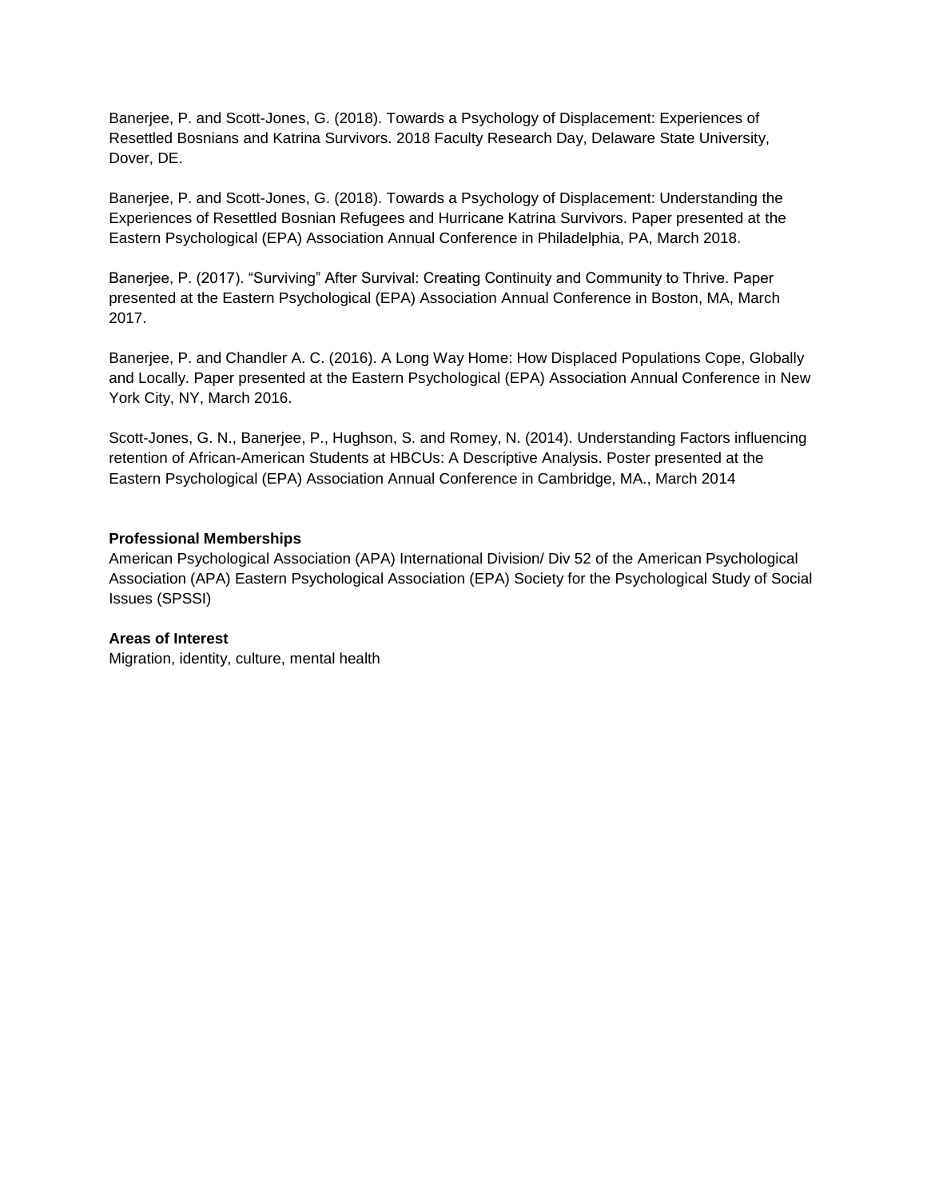Banerjee, P. and Scott-Jones, G. (2018). Towards a Psychology of Displacement: Experiences of Resettled Bosnians and Katrina Survivors. 2018 Faculty Research Day, Delaware State University, Dover, DE.

Banerjee, P. and Scott-Jones, G. (2018). Towards a Psychology of Displacement: Understanding the Experiences of Resettled Bosnian Refugees and Hurricane Katrina Survivors. Paper presented at the Eastern Psychological (EPA) Association Annual Conference in Philadelphia, PA, March 2018.

Banerjee, P. (2017). "Surviving" After Survival: Creating Continuity and Community to Thrive. Paper presented at the Eastern Psychological (EPA) Association Annual Conference in Boston, MA, March 2017.

Banerjee, P. and Chandler A. C. (2016). A Long Way Home: How Displaced Populations Cope, Globally and Locally. Paper presented at the Eastern Psychological (EPA) Association Annual Conference in New York City, NY, March 2016.

Scott-Jones, G. N., Banerjee, P., Hughson, S. and Romey, N. (2014). Understanding Factors influencing retention of African-American Students at HBCUs: A Descriptive Analysis. Poster presented at the Eastern Psychological (EPA) Association Annual Conference in Cambridge, MA., March 2014

**Professional Memberships**

American Psychological Association (APA) International Division/ Div 52 of the American Psychological Association (APA) Eastern Psychological Association (EPA) Society for the Psychological Study of Social Issues (SPSSI)

**Areas of Interest**

Migration, identity, culture, mental health